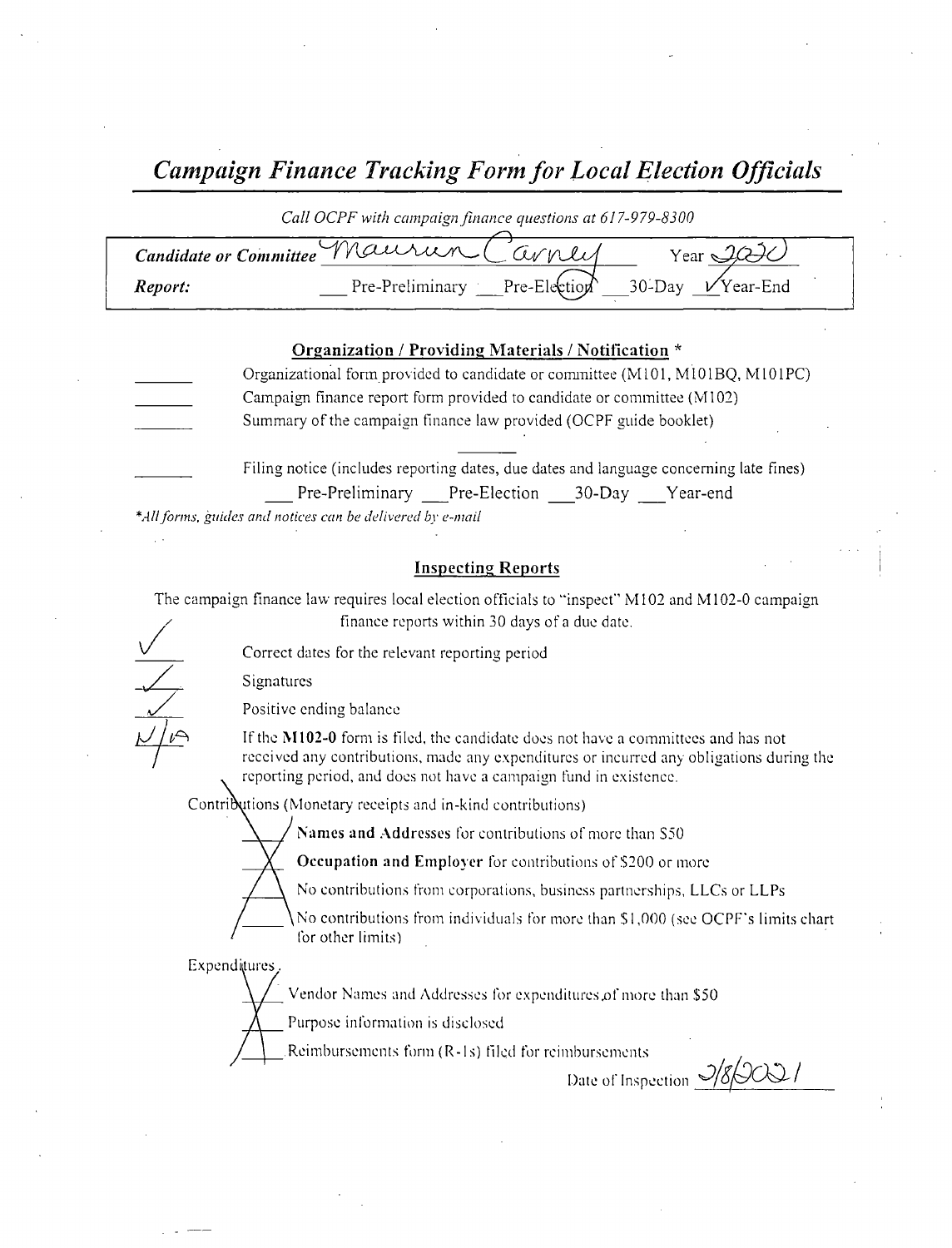# *Campaign Finance Tracking Form for Local Election Officials*

*Call OCPF with campaign finance questions at 617-979-8300*

| | |
|---|---|
| ***Candidate or Committee*** Maureen Carney | Year 2020 |
| ***Report:*** | ___ Pre-Preliminary ___ Pre-Election ___ 30-Day ✓ Year-End |

## Organization / Providing Materials / Notification *

_____ Organizational form provided to candidate or committee (M101, M101BQ, M101PC)

_____ Campaign finance report form provided to candidate or committee (M102)

_____ Summary of the campaign finance law provided (OCPF guide booklet)

_____ Filing notice (includes reporting dates, due dates and language concerning late fines)
___ Pre-Preliminary ___ Pre-Election ___ 30-Day ___ Year-end

*\*All forms, guides and notices can be delivered by e-mail*

## Inspecting Reports

The campaign finance law requires local election officials to "inspect" M102 and M102-0 campaign finance reports within 30 days of a due date.

✓ Correct dates for the relevant reporting period

✓ Signatures

✓ Positive ending balance

N/A If the **M102-0** form is filed, the candidate does not have a committees and has not received any contributions, made any expenditures or incurred any obligations during the reporting period, and does not have a campaign fund in existence.

Contributions (Monetary receipts and in-kind contributions)

- X **Names and Addresses** for contributions of more than $50
- X **Occupation and Employer** for contributions of $200 or more
- X No contributions from corporations, business partnerships, LLCs or LLPs
- X No contributions from individuals for more than $1,000 (see OCPF's limits chart for other limits)

Expenditures

- X Vendor Names and Addresses for expenditures of more than $50
- X Purpose information is disclosed
- X Reimbursements form (R-1s) filed for reimbursements

Date of Inspection 2/8/2021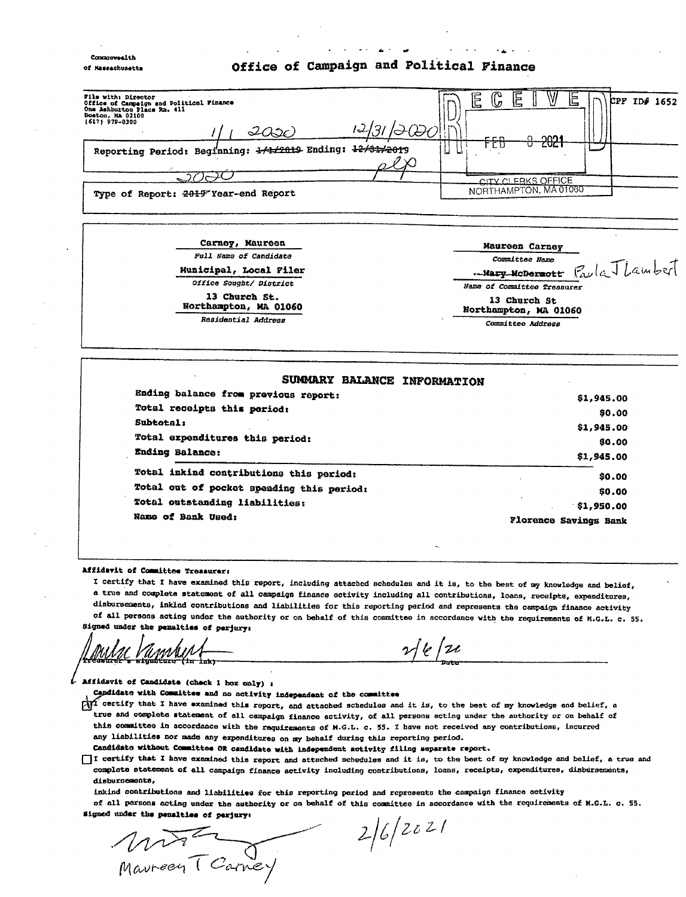Commonwealth of Massachusetts

# Office of Campaign and Political Finance

File with: Director
Office of Campaign and Political Finance
One Ashburton Place Rm. 411
Boston, MA 02108
(617) 979-8300

RECEIVED FEB 8 2021 CITY CLERKS OFFICE NORTHAMPTON, MA 01060

CPF ID# 1652

Reporting Period: Beginning: ~~1/1/2019~~ 1/1/2020 Ending: ~~12/31/2019~~ 12/31/2020 plp

Type of Report: ~~2019~~ 2020 Year-end Report

| | |
|---|---|
| **Carney, Maureen** | **Maureen Carney** |
| *Full Name of Candidate* | *Committee Name* |
| **Municipal, Local Filer** | ~~**Mary McDermott**~~ Paula J Lambert |
| *Office Sought/ District* | *Name of Committee Treasurer* |
| **13 Church St. Northampton, MA 01060** | **13 Church St Northampton, MA 01060** |
| *Residential Address* | *Committee Address* |

## SUMMARY BALANCE INFORMATION

| | |
|---|---|
| Ending balance from previous report: | $1,945.00 |
| Total receipts this period: | $0.00 |
| Subtotal: | $1,945.00 |
| Total expenditures this period: | $0.00 |
| Ending Balance: | $1,945.00 |
| Total inkind contributions this period: | $0.00 |
| Total out of pocket spending this period: | $0.00 |
| Total outstanding liabilities: | $1,950.00 |
| Name of Bank Used: | Florence Savings Bank |

**Affidavit of Committee Treasurer:**

I certify that I have examined this report, including attached schedules and it is, to the best of my knowledge and belief, a true and complete statement of all campaign finance activity including all contributions, loans, receipts, expenditures, disbursements, inkind contributions and liabilities for this reporting period and represents the campaign finance activity of all persons acting under the authority or on behalf of this committee in accordance with the requirements of M.G.L. c. 55.

**Signed under the penalties of perjury:**

Paula Lambert 2/6/21

Treasurer's Signature (in ink) Date

**Affidavit of Candidate (check 1 box only) :**

**Candidate with Committee and no activity independent of the committee**

[X] I certify that I have examined this report, and attached schedules and it is, to the best of my knowledge and belief, a true and complete statement of all campaign finance activity, of all persons acting under the authority or on behalf of this committee in accordance with the requirements of M.G.L. c. 55. I have not received any contributions, incurred any liabilities nor made any expenditures on my behalf during this reporting period.

**Candidate without Committee OR candidate with independent activity filing separate report.**

[ ] I certify that I have examined this report and attached schedules and it is, to the best of my knowledge and belief, a true and complete statement of all campaign finance activity including contributions, loans, receipts, expenditures, disbursements, inkind contributions and liabilities for this reporting period and represents the campaign finance activity of all persons acting under the authority or on behalf of this committee in accordance with the requirements of M.G.L. c. 55.

**Signed under the penalties of perjury:**

Maureen T Carney 2/6/2021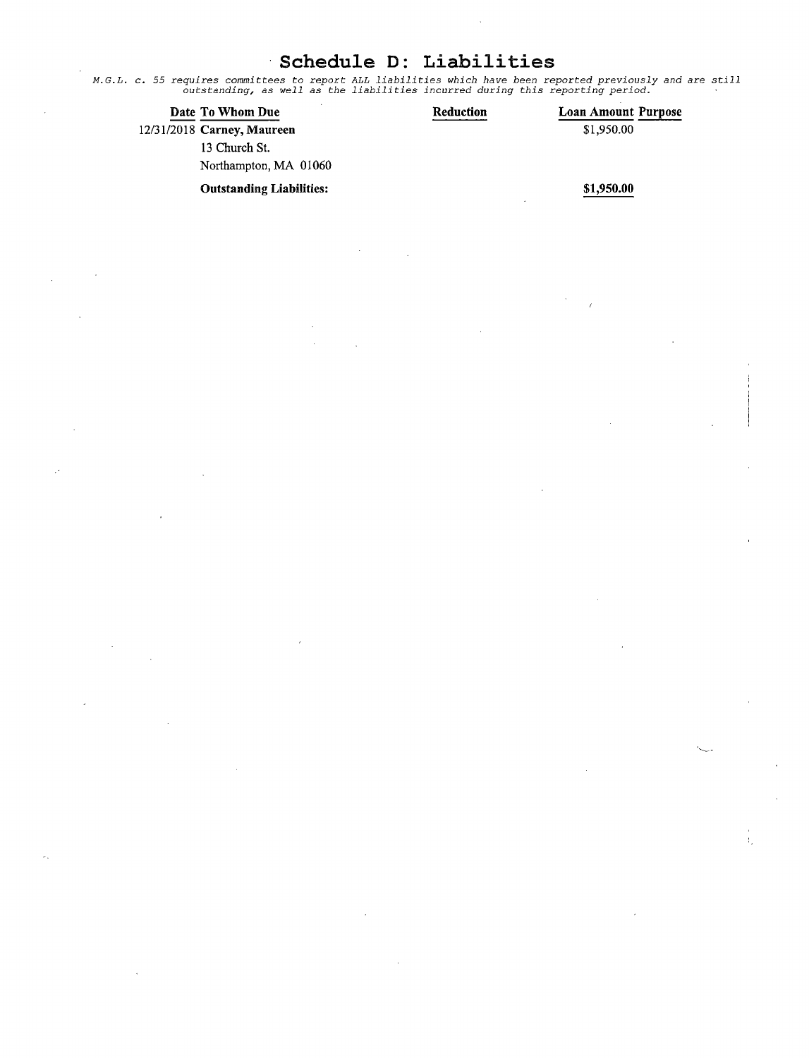# Schedule D: Liabilities

*M.G.L. c. 55 requires committees to report ALL liabilities which have been reported previously and are still outstanding, as well as the liabilities incurred during this reporting period.*

| Date | To Whom Due | Reduction | Loan Amount | Purpose |
|---|---|---|---|---|
| 12/31/2018 | **Carney, Maureen**<br>13 Church St.<br>Northampton, MA 01060 | | $1,950.00 | |
| | **Outstanding Liabilities:** | | **$1,950.00** | |